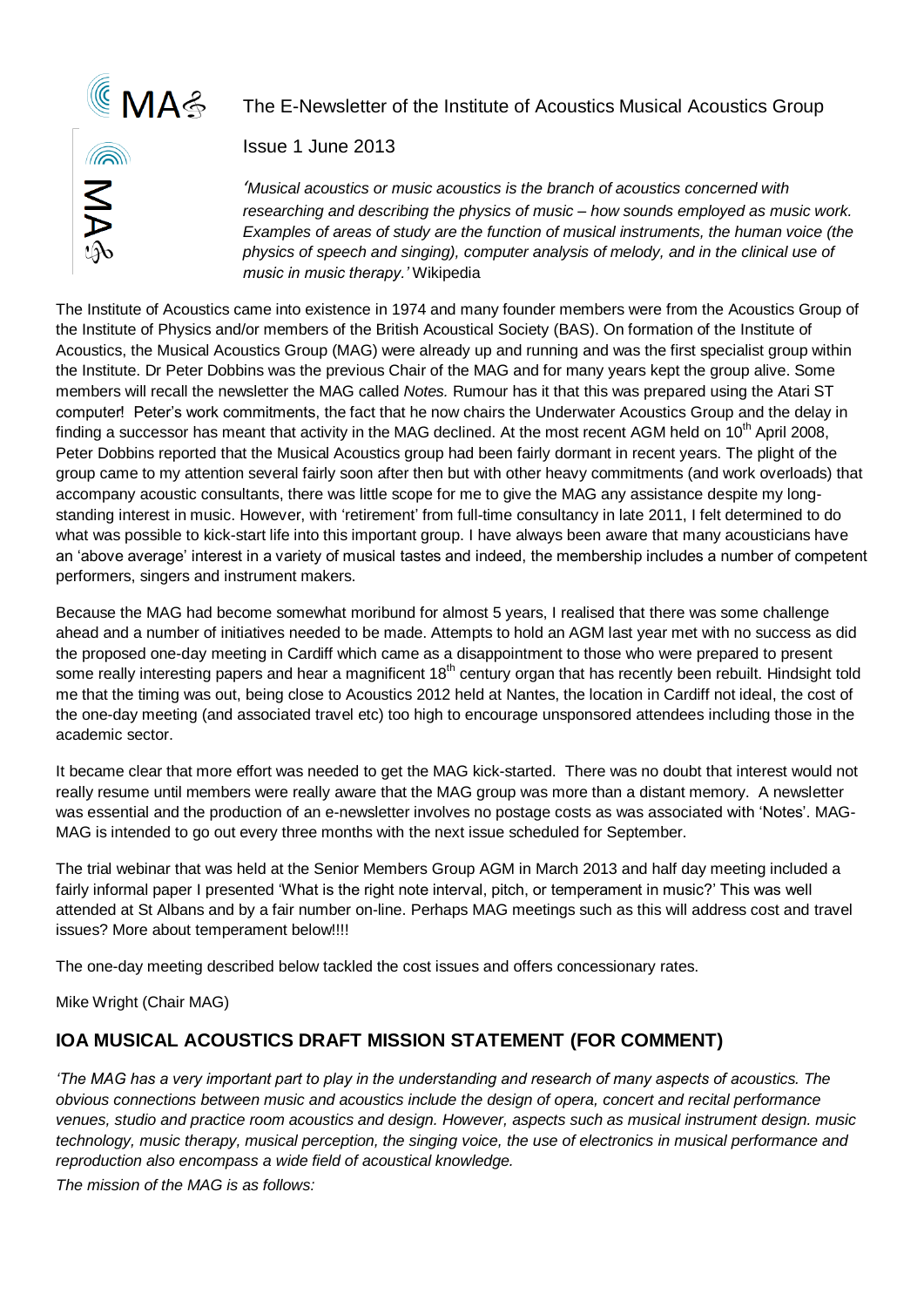The E-Newsletter of the Institute of Acoustics Musical Acoustics Group

Issue 1 June 2013

*'Musical acoustics or music acoustics is the branch of acoustics concerned with researching and describing the physics of music – how sounds employed as music work. Examples of areas of study are the function of musical instruments, the human voice (the physics of speech and singing), computer analysis of melody, and in the clinical use of music in music therapy.'* Wikipedia

The Institute of Acoustics came into existence in 1974 and many founder members were from the Acoustics Group of the Institute of Physics and/or members of the British Acoustical Society (BAS). On formation of the Institute of Acoustics, the Musical Acoustics Group (MAG) were already up and running and was the first specialist group within the Institute. Dr Peter Dobbins was the previous Chair of the MAG and for many years kept the group alive. Some members will recall the newsletter the MAG called *Notes.* Rumour has it that this was prepared using the Atari ST computer! Peter's work commitments, the fact that he now chairs the Underwater Acoustics Group and the delay in finding a successor has meant that activity in the MAG declined. At the most recent AGM held on 10th April 2008, Peter Dobbins reported that the Musical Acoustics group had been fairly dormant in recent years. The plight of the group came to my attention several fairly soon after then but with other heavy commitments (and work overloads) that accompany acoustic consultants, there was little scope for me to give the MAG any assistance despite my long-standing interest in music. However, with 'retirement' from full-time consultancy in late 2011, I felt determined to do what was possible to kick-start life into this important group. I have always been aware that many acousticians have an 'above average' interest in a variety of musical tastes and indeed, the membership includes a number of competent performers, singers and instrument makers.

Because the MAG had become somewhat moribund for almost 5 years, I realised that there was some challenge ahead and a number of initiatives needed to be made. Attempts to hold an AGM last year met with no success as did the proposed one-day meeting in Cardiff which came as a disappointment to those who were prepared to present some really interesting papers and hear a magnificent 18th century organ that has recently been rebuilt. Hindsight told me that the timing was out, being close to Acoustics 2012 held at Nantes, the location in Cardiff not ideal, the cost of the one-day meeting (and associated travel etc) too high to encourage unsponsored attendees including those in the academic sector.

It became clear that more effort was needed to get the MAG kick-started. There was no doubt that interest would not really resume until members were really aware that the MAG group was more than a distant memory. A newsletter was essential and the production of an e-newsletter involves no postage costs as was associated with 'Notes'. MAG-MAG is intended to go out every three months with the next issue scheduled for September.

The trial webinar that was held at the Senior Members Group AGM in March 2013 and half day meeting included a fairly informal paper I presented 'What is the right note interval, pitch, or temperament in music?' This was well attended at St Albans and by a fair number on-line. Perhaps MAG meetings such as this will address cost and travel issues? More about temperament below!!!!

The one-day meeting described below tackled the cost issues and offers concessionary rates.

Mike Wright (Chair MAG)

## IOA MUSICAL ACOUSTICS DRAFT MISSION STATEMENT (FOR COMMENT)

*'The MAG has a very important part to play in the understanding and research of many aspects of acoustics. The obvious connections between music and acoustics include the design of opera, concert and recital performance venues, studio and practice room acoustics and design. However, aspects such as musical instrument design. music technology, music therapy, musical perception, the singing voice, the use of electronics in musical performance and reproduction also encompass a wide field of acoustical knowledge.*

*The mission of the MAG is as follows:*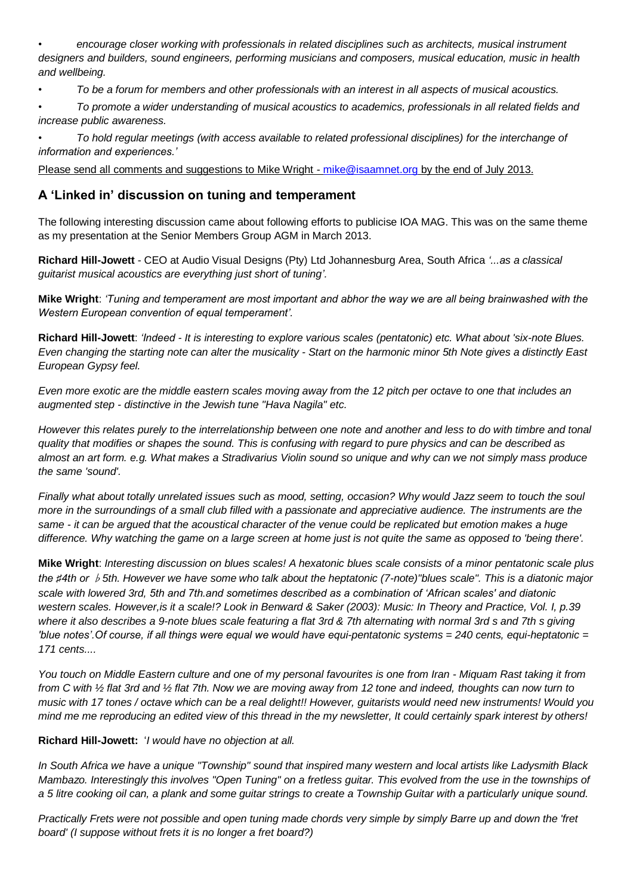- *encourage closer working with professionals in related disciplines such as architects, musical instrument designers and builders, sound engineers, performing musicians and composers, musical education, music in health and wellbeing.*
- *To be a forum for members and other professionals with an interest in all aspects of musical acoustics.*
- *To promote a wider understanding of musical acoustics to academics, professionals in all related fields and increase public awareness.*
- *To hold regular meetings (with access available to related professional disciplines) for the interchange of information and experiences.'*

Please send all comments and suggestions to Mike Wright - mike@isaamnet.org by the end of July 2013.

## A 'Linked in' discussion on tuning and temperament

The following interesting discussion came about following efforts to publicise IOA MAG. This was on the same theme as my presentation at the Senior Members Group AGM in March 2013.

**Richard Hill-Jowett** - CEO at Audio Visual Designs (Pty) Ltd Johannesburg Area, South Africa *'...as a classical guitarist musical acoustics are everything just short of tuning'.*

**Mike Wright**: *'Tuning and temperament are most important and abhor the way we are all being brainwashed with the Western European convention of equal temperament'.*

**Richard Hill-Jowett**: *'Indeed - It is interesting to explore various scales (pentatonic) etc. What about 'six-note Blues. Even changing the starting note can alter the musicality - Start on the harmonic minor 5th Note gives a distinctly East European Gypsy feel.*

*Even more exotic are the middle eastern scales moving away from the 12 pitch per octave to one that includes an augmented step - distinctive in the Jewish tune "Hava Nagila" etc.*

*However this relates purely to the interrelationship between one note and another and less to do with timbre and tonal quality that modifies or shapes the sound. This is confusing with regard to pure physics and can be described as almost an art form. e.g. What makes a Stradivarius Violin sound so unique and why can we not simply mass produce the same 'sound'.*

*Finally what about totally unrelated issues such as mood, setting, occasion? Why would Jazz seem to touch the soul more in the surroundings of a small club filled with a passionate and appreciative audience. The instruments are the same - it can be argued that the acoustical character of the venue could be replicated but emotion makes a huge difference. Why watching the game on a large screen at home just is not quite the same as opposed to 'being there'.*

**Mike Wright**: *Interesting discussion on blues scales! A hexatonic blues scale consists of a minor pentatonic scale plus the ♯4th or ♭5th. However we have some who talk about the heptatonic (7-note)"blues scale". This is a diatonic major scale with lowered 3rd, 5th and 7th.and sometimes described as a combination of 'African scales' and diatonic western scales. However,is it a scale!? Look in Benward & Saker (2003): Music: In Theory and Practice, Vol. I, p.39 where it also describes a 9-note blues scale featuring a flat 3rd & 7th alternating with normal 3rd s and 7th s giving 'blue notes'.Of course, if all things were equal we would have equi-pentatonic systems = 240 cents, equi-heptatonic = 171 cents....*

*You touch on Middle Eastern culture and one of my personal favourites is one from Iran - Miquam Rast taking it from from C with ½ flat 3rd and ½ flat 7th. Now we are moving away from 12 tone and indeed, thoughts can now turn to music with 17 tones / octave which can be a real delight!! However, guitarists would need new instruments! Would you mind me me reproducing an edited view of this thread in the my newsletter, It could certainly spark interest by others!*

**Richard Hill-Jowett:** '*I would have no objection at all.*

*In South Africa we have a unique "Township" sound that inspired many western and local artists like Ladysmith Black Mambazo. Interestingly this involves "Open Tuning" on a fretless guitar. This evolved from the use in the townships of a 5 litre cooking oil can, a plank and some guitar strings to create a Township Guitar with a particularly unique sound.*

*Practically Frets were not possible and open tuning made chords very simple by simply Barre up and down the 'fret board' (I suppose without frets it is no longer a fret board?)*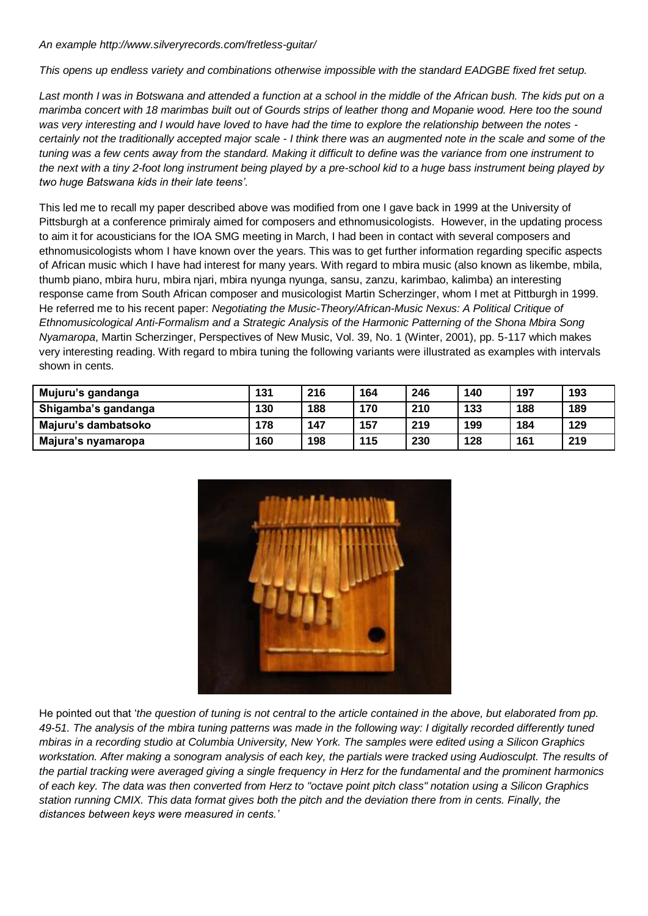*An example http://www.silveryrecords.com/fretless-guitar/*

*This opens up endless variety and combinations otherwise impossible with the standard EADGBE fixed fret setup.*

*Last month I was in Botswana and attended a function at a school in the middle of the African bush. The kids put on a marimba concert with 18 marimbas built out of Gourds strips of leather thong and Mopanie wood. Here too the sound was very interesting and I would have loved to have had the time to explore the relationship between the notes - certainly not the traditionally accepted major scale - I think there was an augmented note in the scale and some of the tuning was a few cents away from the standard. Making it difficult to define was the variance from one instrument to the next with a tiny 2-foot long instrument being played by a pre-school kid to a huge bass instrument being played by two huge Batswana kids in their late teens'.*

This led me to recall my paper described above was modified from one I gave back in 1999 at the University of Pittsburgh at a conference primiraly aimed for composers and ethnomusicologists. However, in the updating process to aim it for acousticians for the IOA SMG meeting in March, I had been in contact with several composers and ethnomusicologists whom I have known over the years. This was to get further information regarding specific aspects of African music which I have had interest for many years. With regard to mbira music (also known as likembe, mbila, thumb piano, mbira huru, mbira njari, mbira nyunga nyunga, sansu, zanzu, karimbao, kalimba) an interesting response came from South African composer and musicologist Martin Scherzinger, whom I met at Pittburgh in 1999. He referred me to his recent paper: *Negotiating the Music-Theory/African-Music Nexus: A Political Critique of Ethnomusicological Anti-Formalism and a Strategic Analysis of the Harmonic Patterning of the Shona Mbira Song Nyamaropa*, Martin Scherzinger, Perspectives of New Music, Vol. 39, No. 1 (Winter, 2001), pp. 5-117 which makes very interesting reading. With regard to mbira tuning the following variants were illustrated as examples with intervals shown in cents.

| | | | | | | | |
|---|---|---|---|---|---|---|---|
| **Mujuru's gandanga** | **131** | **216** | **164** | **246** | **140** | **197** | **193** |
| **Shigamba's gandanga** | **130** | **188** | **170** | **210** | **133** | **188** | **189** |
| **Majuru's dambatsoko** | **178** | **147** | **157** | **219** | **199** | **184** | **129** |
| **Majura's nyamaropa** | **160** | **198** | **115** | **230** | **128** | **161** | **219** |

He pointed out that '*the question of tuning is not central to the article contained in the above, but elaborated from pp. 49-51. The analysis of the mbira tuning patterns was made in the following way: I digitally recorded differently tuned mbiras in a recording studio at Columbia University, New York. The samples were edited using a Silicon Graphics workstation. After making a sonogram analysis of each key, the partials were tracked using Audiosculpt. The results of the partial tracking were averaged giving a single frequency in Herz for the fundamental and the prominent harmonics of each key. The data was then converted from Herz to "octave point pitch class" notation using a Silicon Graphics station running CMIX. This data format gives both the pitch and the deviation there from in cents. Finally, the distances between keys were measured in cents.*'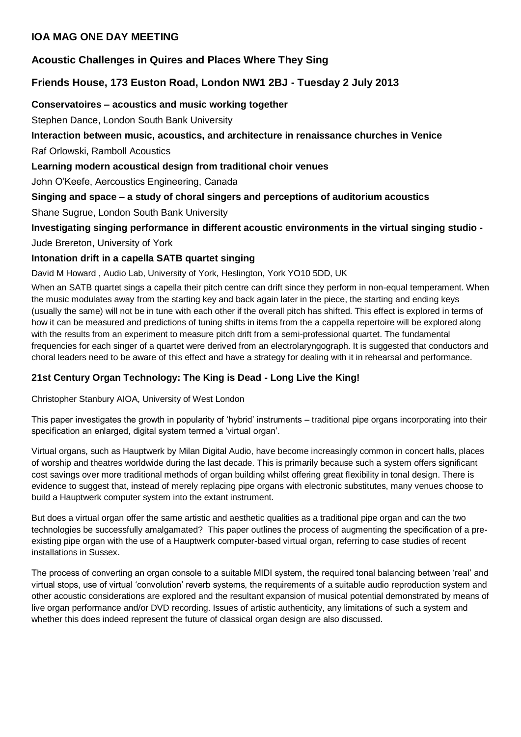## IOA MAG ONE DAY MEETING

## Acoustic Challenges in Quires and Places Where They Sing

## Friends House, 173 Euston Road, London NW1 2BJ - Tuesday 2 July 2013

**Conservatoires – acoustics and music working together**

Stephen Dance, London South Bank University

**Interaction between music, acoustics, and architecture in renaissance churches in Venice**

Raf Orlowski, Ramboll Acoustics

**Learning modern acoustical design from traditional choir venues**

John O'Keefe, Aercoustics Engineering, Canada

**Singing and space – a study of choral singers and perceptions of auditorium acoustics**

Shane Sugrue, London South Bank University

**Investigating singing performance in different acoustic environments in the virtual singing studio -**

Jude Brereton, University of York

**Intonation drift in a capella SATB quartet singing**

David M Howard , Audio Lab, University of York, Heslington, York YO10 5DD, UK

When an SATB quartet sings a capella their pitch centre can drift since they perform in non-equal temperament. When the music modulates away from the starting key and back again later in the piece, the starting and ending keys (usually the same) will not be in tune with each other if the overall pitch has shifted. This effect is explored in terms of how it can be measured and predictions of tuning shifts in items from the a cappella repertoire will be explored along with the results from an experiment to measure pitch drift from a semi-professional quartet. The fundamental frequencies for each singer of a quartet were derived from an electrolaryngograph. It is suggested that conductors and choral leaders need to be aware of this effect and have a strategy for dealing with it in rehearsal and performance.

### 21st Century Organ Technology: The King is Dead - Long Live the King!

Christopher Stanbury AIOA, University of West London

This paper investigates the growth in popularity of 'hybrid' instruments – traditional pipe organs incorporating into their specification an enlarged, digital system termed a 'virtual organ'.

Virtual organs, such as Hauptwerk by Milan Digital Audio, have become increasingly common in concert halls, places of worship and theatres worldwide during the last decade. This is primarily because such a system offers significant cost savings over more traditional methods of organ building whilst offering great flexibility in tonal design. There is evidence to suggest that, instead of merely replacing pipe organs with electronic substitutes, many venues choose to build a Hauptwerk computer system into the extant instrument.

But does a virtual organ offer the same artistic and aesthetic qualities as a traditional pipe organ and can the two technologies be successfully amalgamated? This paper outlines the process of augmenting the specification of a pre-existing pipe organ with the use of a Hauptwerk computer-based virtual organ, referring to case studies of recent installations in Sussex.

The process of converting an organ console to a suitable MIDI system, the required tonal balancing between 'real' and virtual stops, use of virtual 'convolution' reverb systems, the requirements of a suitable audio reproduction system and other acoustic considerations are explored and the resultant expansion of musical potential demonstrated by means of live organ performance and/or DVD recording. Issues of artistic authenticity, any limitations of such a system and whether this does indeed represent the future of classical organ design are also discussed.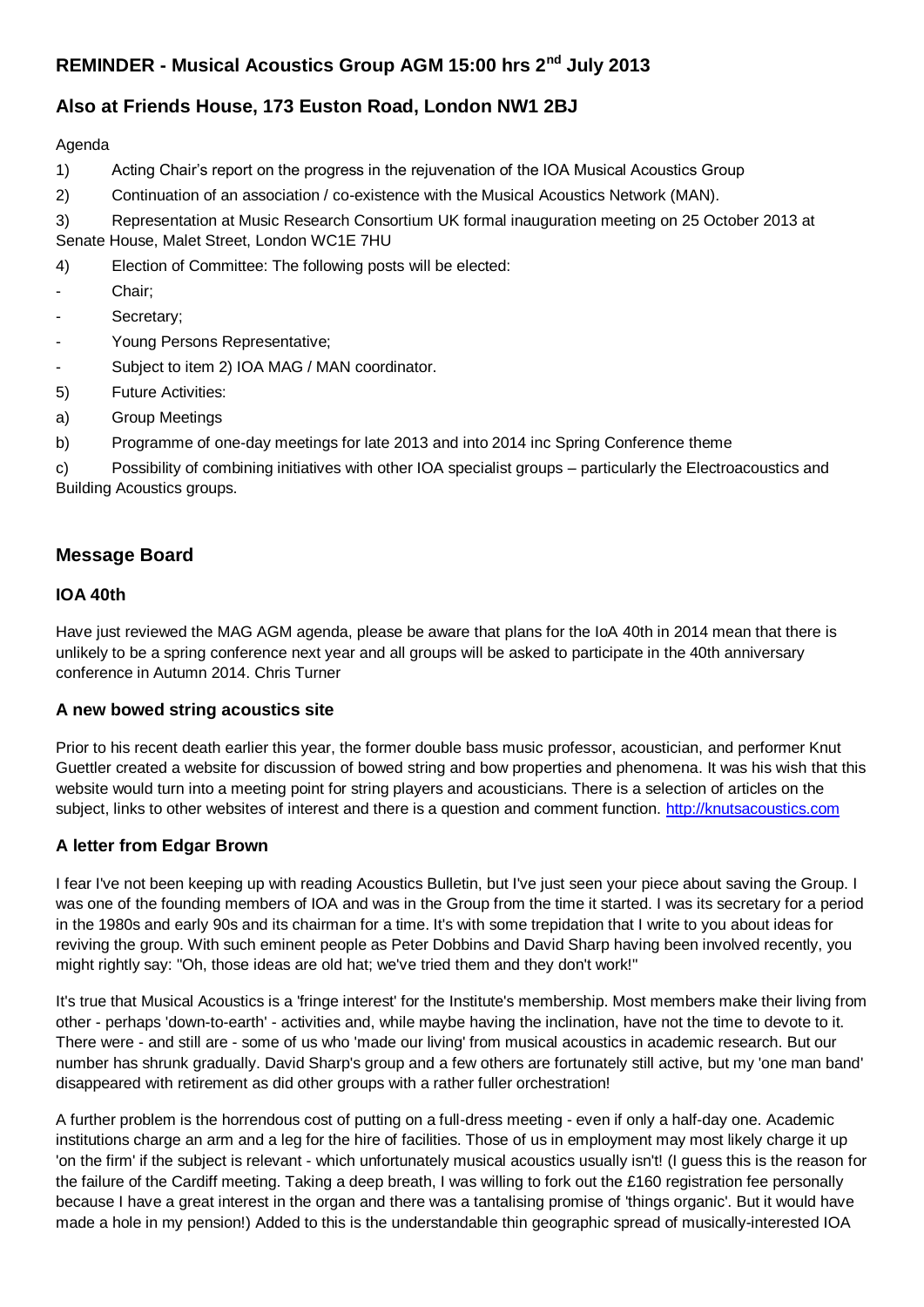## REMINDER - Musical Acoustics Group AGM 15:00 hrs 2nd July 2013

## Also at Friends House, 173 Euston Road, London NW1 2BJ

Agenda

1) Acting Chair's report on the progress in the rejuvenation of the IOA Musical Acoustics Group

2) Continuation of an association / co-existence with the Musical Acoustics Network (MAN).

3) Representation at Music Research Consortium UK formal inauguration meeting on 25 October 2013 at Senate House, Malet Street, London WC1E 7HU

4) Election of Committee: The following posts will be elected:

- Chair;
- Secretary;
- Young Persons Representative;
- Subject to item 2) IOA MAG / MAN coordinator.

5) Future Activities:

a) Group Meetings

b) Programme of one-day meetings for late 2013 and into 2014 inc Spring Conference theme

c) Possibility of combining initiatives with other IOA specialist groups – particularly the Electroacoustics and Building Acoustics groups.

## Message Board

### IOA 40th

Have just reviewed the MAG AGM agenda, please be aware that plans for the IoA 40th in 2014 mean that there is unlikely to be a spring conference next year and all groups will be asked to participate in the 40th anniversary conference in Autumn 2014. Chris Turner

### A new bowed string acoustics site

Prior to his recent death earlier this year, the former double bass music professor, acoustician, and performer Knut Guettler created a website for discussion of bowed string and bow properties and phenomena. It was his wish that this website would turn into a meeting point for string players and acousticians. There is a selection of articles on the subject, links to other websites of interest and there is a question and comment function. http://knutsacoustics.com

### A letter from Edgar Brown

I fear I've not been keeping up with reading Acoustics Bulletin, but I've just seen your piece about saving the Group. I was one of the founding members of IOA and was in the Group from the time it started. I was its secretary for a period in the 1980s and early 90s and its chairman for a time. It's with some trepidation that I write to you about ideas for reviving the group. With such eminent people as Peter Dobbins and David Sharp having been involved recently, you might rightly say: "Oh, those ideas are old hat; we've tried them and they don't work!"

It's true that Musical Acoustics is a 'fringe interest' for the Institute's membership. Most members make their living from other - perhaps 'down-to-earth' - activities and, while maybe having the inclination, have not the time to devote to it. There were - and still are - some of us who 'made our living' from musical acoustics in academic research. But our number has shrunk gradually. David Sharp's group and a few others are fortunately still active, but my 'one man band' disappeared with retirement as did other groups with a rather fuller orchestration!

A further problem is the horrendous cost of putting on a full-dress meeting - even if only a half-day one. Academic institutions charge an arm and a leg for the hire of facilities. Those of us in employment may most likely charge it up 'on the firm' if the subject is relevant - which unfortunately musical acoustics usually isn't! (I guess this is the reason for the failure of the Cardiff meeting. Taking a deep breath, I was willing to fork out the £160 registration fee personally because I have a great interest in the organ and there was a tantalising promise of 'things organic'. But it would have made a hole in my pension!) Added to this is the understandable thin geographic spread of musically-interested IOA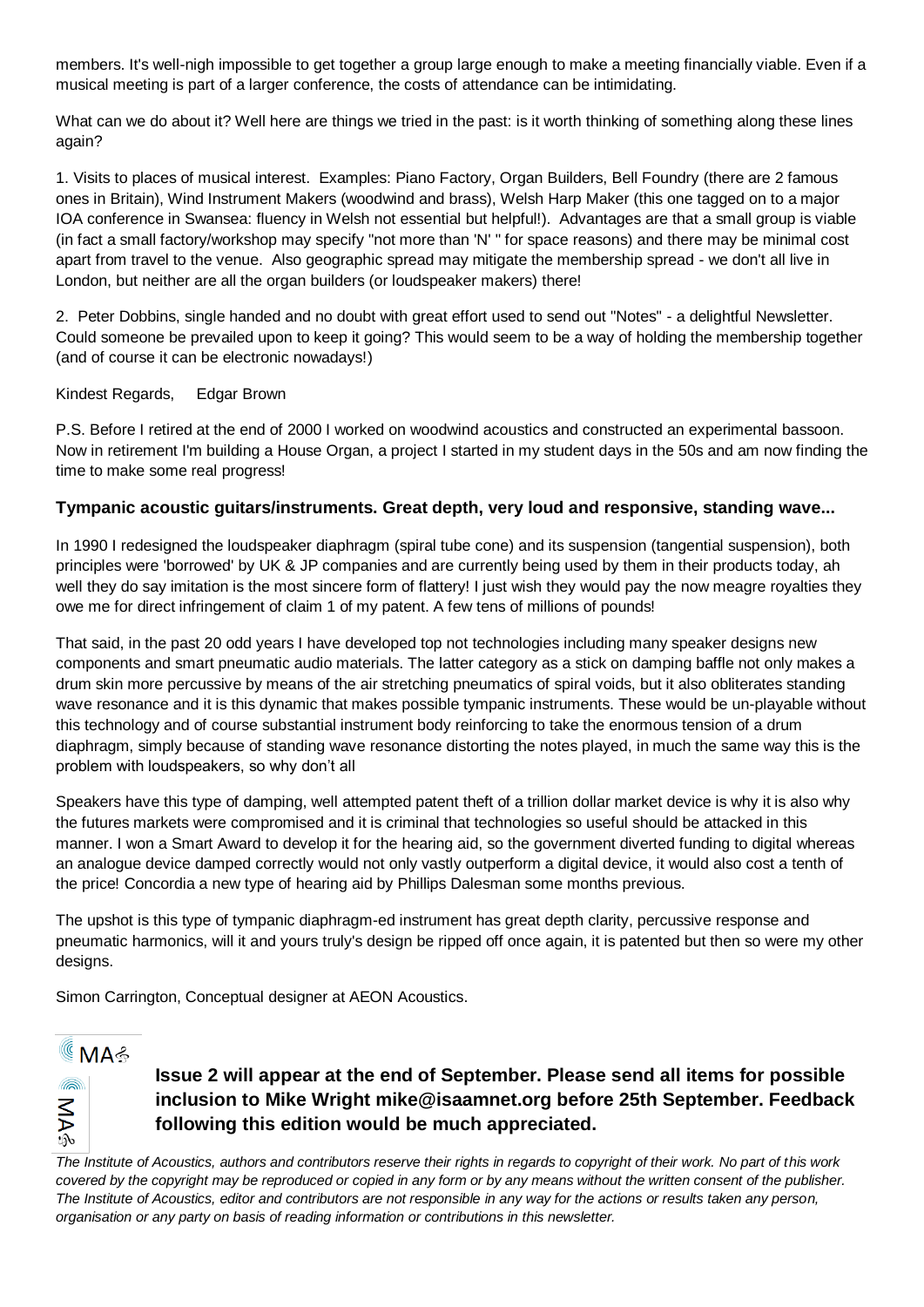members. It's well-nigh impossible to get together a group large enough to make a meeting financially viable. Even if a musical meeting is part of a larger conference, the costs of attendance can be intimidating.

What can we do about it? Well here are things we tried in the past: is it worth thinking of something along these lines again?

1. Visits to places of musical interest. Examples: Piano Factory, Organ Builders, Bell Foundry (there are 2 famous ones in Britain), Wind Instrument Makers (woodwind and brass), Welsh Harp Maker (this one tagged on to a major IOA conference in Swansea: fluency in Welsh not essential but helpful!). Advantages are that a small group is viable (in fact a small factory/workshop may specify "not more than 'N' " for space reasons) and there may be minimal cost apart from travel to the venue. Also geographic spread may mitigate the membership spread - we don't all live in London, but neither are all the organ builders (or loudspeaker makers) there!

2. Peter Dobbins, single handed and no doubt with great effort used to send out "Notes" - a delightful Newsletter. Could someone be prevailed upon to keep it going? This would seem to be a way of holding the membership together (and of course it can be electronic nowadays!)

Kindest Regards, Edgar Brown

P.S. Before I retired at the end of 2000 I worked on woodwind acoustics and constructed an experimental bassoon. Now in retirement I'm building a House Organ, a project I started in my student days in the 50s and am now finding the time to make some real progress!

### Tympanic acoustic guitars/instruments. Great depth, very loud and responsive, standing wave...

In 1990 I redesigned the loudspeaker diaphragm (spiral tube cone) and its suspension (tangential suspension), both principles were 'borrowed' by UK & JP companies and are currently being used by them in their products today, ah well they do say imitation is the most sincere form of flattery! I just wish they would pay the now meagre royalties they owe me for direct infringement of claim 1 of my patent. A few tens of millions of pounds!

That said, in the past 20 odd years I have developed top not technologies including many speaker designs new components and smart pneumatic audio materials. The latter category as a stick on damping baffle not only makes a drum skin more percussive by means of the air stretching pneumatics of spiral voids, but it also obliterates standing wave resonance and it is this dynamic that makes possible tympanic instruments. These would be un-playable without this technology and of course substantial instrument body reinforcing to take the enormous tension of a drum diaphragm, simply because of standing wave resonance distorting the notes played, in much the same way this is the problem with loudspeakers, so why don't all

Speakers have this type of damping, well attempted patent theft of a trillion dollar market device is why it is also why the futures markets were compromised and it is criminal that technologies so useful should be attacked in this manner. I won a Smart Award to develop it for the hearing aid, so the government diverted funding to digital whereas an analogue device damped correctly would not only vastly outperform a digital device, it would also cost a tenth of the price! Concordia a new type of hearing aid by Phillips Dalesman some months previous.

The upshot is this type of tympanic diaphragm-ed instrument has great depth clarity, percussive response and pneumatic harmonics, will it and yours truly's design be ripped off once again, it is patented but then so were my other designs.

Simon Carrington, Conceptual designer at AEON Acoustics.

**Issue 2 will appear at the end of September. Please send all items for possible inclusion to Mike Wright mike@isaamnet.org before 25th September. Feedback following this edition would be much appreciated.**

*The Institute of Acoustics, authors and contributors reserve their rights in regards to copyright of their work. No part of this work covered by the copyright may be reproduced or copied in any form or by any means without the written consent of the publisher. The Institute of Acoustics, editor and contributors are not responsible in any way for the actions or results taken any person, organisation or any party on basis of reading information or contributions in this newsletter.*